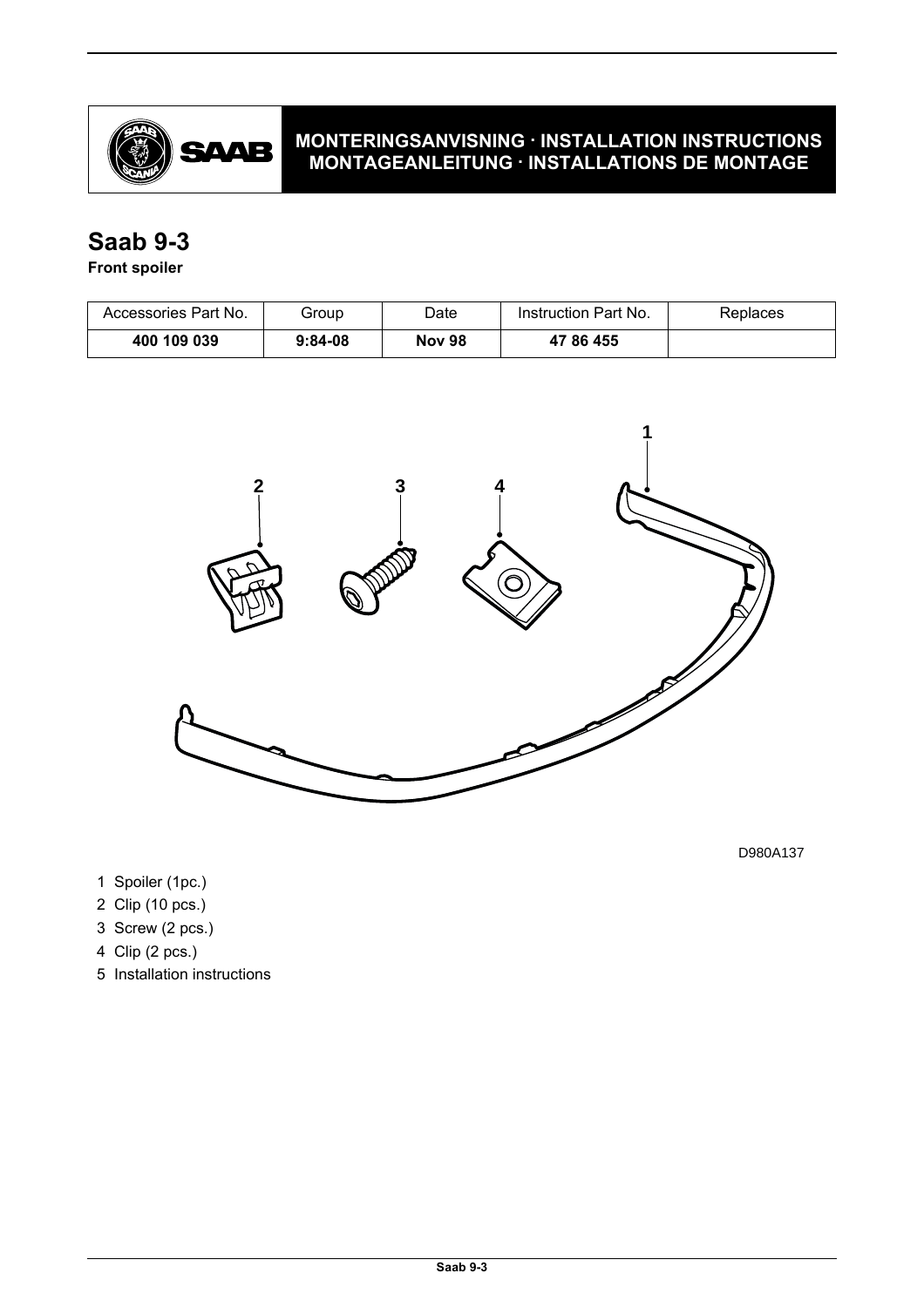**MONTERINGSANVISNING · INSTALLATION INSTRUCTIONS**
**MONTAGEANLEITUNG · INSTALLATIONS DE MONTAGE**

# Saab 9-3

**Front spoiler**

| Accessories Part No. | Group | Date | Instruction Part No. | Replaces |
|---|---|---|---|---|
| **400 109 039** | **9:84-08** | **Nov 98** | **47 86 455** | |

D980A137

1 Spoiler (1pc.)
2 Clip (10 pcs.)
3 Screw (2 pcs.)
4 Clip (2 pcs.)
5 Installation instructions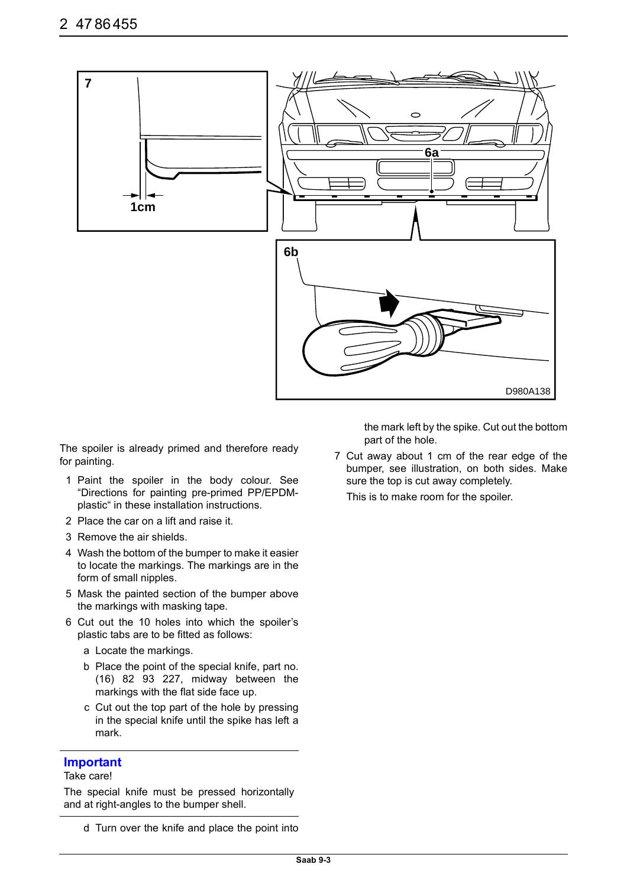The spoiler is already primed and therefore ready for painting.

1. Paint the spoiler in the body colour. See “Directions for painting pre-primed PP/EPDM-plastic“ in these installation instructions.
2. Place the car on a lift and raise it.
3. Remove the air shields.
4. Wash the bottom of the bumper to make it easier to locate the markings. The markings are in the form of small nipples.
5. Mask the painted section of the bumper above the markings with masking tape.
6. Cut out the 10 holes into which the spoiler’s plastic tabs are to be fitted as follows:
   - a Locate the markings.
   - b Place the point of the special knife, part no. (16) 82 93 227, midway between the markings with the flat side face up.
   - c Cut out the top part of the hole by pressing in the special knife until the spike has left a mark.

## Important

Take care!

The special knife must be pressed horizontally and at right-angles to the bumper shell.

   - d Turn over the knife and place the point into the mark left by the spike. Cut out the bottom part of the hole.

7. Cut away about 1 cm of the rear edge of the bumper, see illustration, on both sides. Make sure the top is cut away completely.

   This is to make room for the spoiler.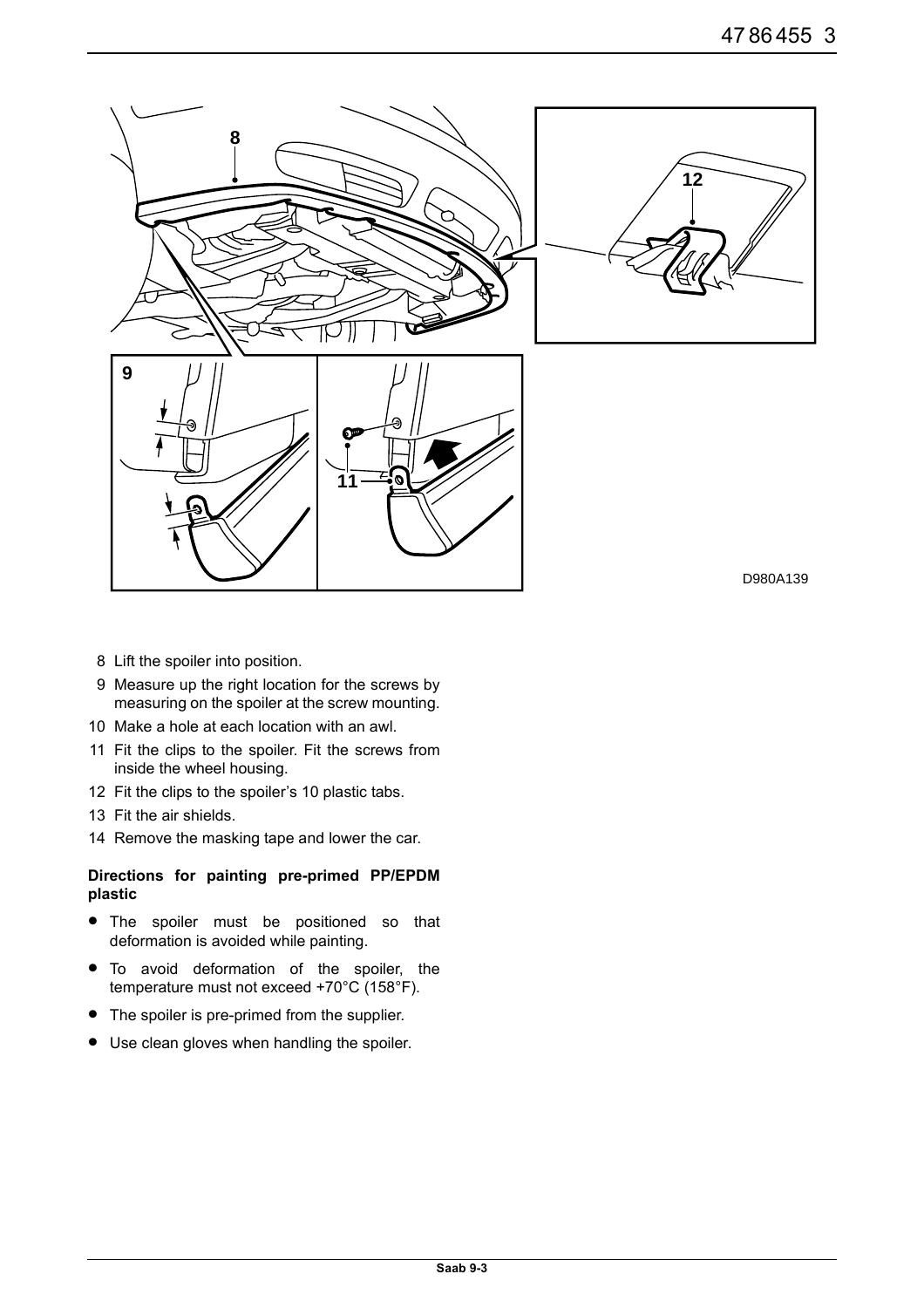8 Lift the spoiler into position.
9 Measure up the right location for the screws by measuring on the spoiler at the screw mounting.
10 Make a hole at each location with an awl.
11 Fit the clips to the spoiler. Fit the screws from inside the wheel housing.
12 Fit the clips to the spoiler's 10 plastic tabs.
13 Fit the air shields.
14 Remove the masking tape and lower the car.

**Directions for painting pre-primed PP/EPDM plastic**

- The spoiler must be positioned so that deformation is avoided while painting.
- To avoid deformation of the spoiler, the temperature must not exceed +70°C (158°F).
- The spoiler is pre-primed from the supplier.
- Use clean gloves when handling the spoiler.